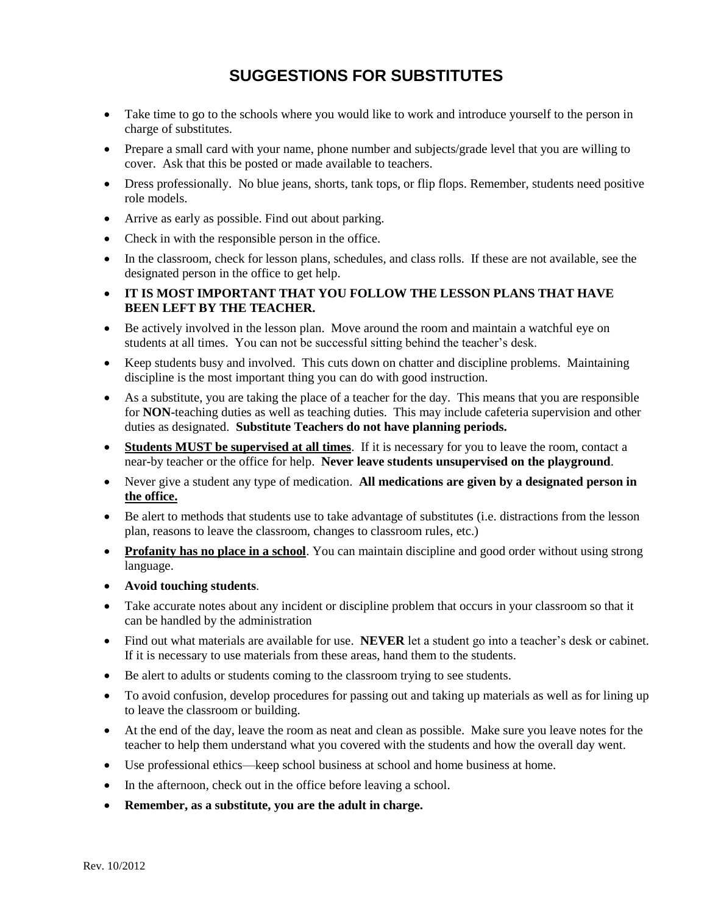# SUGGESTIONS FOR SUBSTITUTES

- Take time to go to the schools where you would like to work and introduce yourself to the person in charge of substitutes.
- Prepare a small card with your name, phone number and subjects/grade level that you are willing to cover. Ask that this be posted or made available to teachers.
- Dress professionally. No blue jeans, shorts, tank tops, or flip flops. Remember, students need positive role models.
- Arrive as early as possible. Find out about parking.
- Check in with the responsible person in the office.
- In the classroom, check for lesson plans, schedules, and class rolls. If these are not available, see the designated person in the office to get help.
- **IT IS MOST IMPORTANT THAT YOU FOLLOW THE LESSON PLANS THAT HAVE BEEN LEFT BY THE TEACHER.**
- Be actively involved in the lesson plan. Move around the room and maintain a watchful eye on students at all times. You can not be successful sitting behind the teacher's desk.
- Keep students busy and involved. This cuts down on chatter and discipline problems. Maintaining discipline is the most important thing you can do with good instruction.
- As a substitute, you are taking the place of a teacher for the day. This means that you are responsible for **NON**-teaching duties as well as teaching duties. This may include cafeteria supervision and other duties as designated. **Substitute Teachers do not have planning periods.**
- **Students MUST be supervised at all times**. If it is necessary for you to leave the room, contact a near-by teacher or the office for help. **Never leave students unsupervised on the playground**.
- Never give a student any type of medication. **All medications are given by a designated person in the office.**
- Be alert to methods that students use to take advantage of substitutes (i.e. distractions from the lesson plan, reasons to leave the classroom, changes to classroom rules, etc.)
- **Profanity has no place in a school**. You can maintain discipline and good order without using strong language.
- **Avoid touching students**.
- Take accurate notes about any incident or discipline problem that occurs in your classroom so that it can be handled by the administration
- Find out what materials are available for use. **NEVER** let a student go into a teacher's desk or cabinet. If it is necessary to use materials from these areas, hand them to the students.
- Be alert to adults or students coming to the classroom trying to see students.
- To avoid confusion, develop procedures for passing out and taking up materials as well as for lining up to leave the classroom or building.
- At the end of the day, leave the room as neat and clean as possible. Make sure you leave notes for the teacher to help them understand what you covered with the students and how the overall day went.
- Use professional ethics—keep school business at school and home business at home.
- In the afternoon, check out in the office before leaving a school.
- **Remember, as a substitute, you are the adult in charge.**

Rev. 10/2012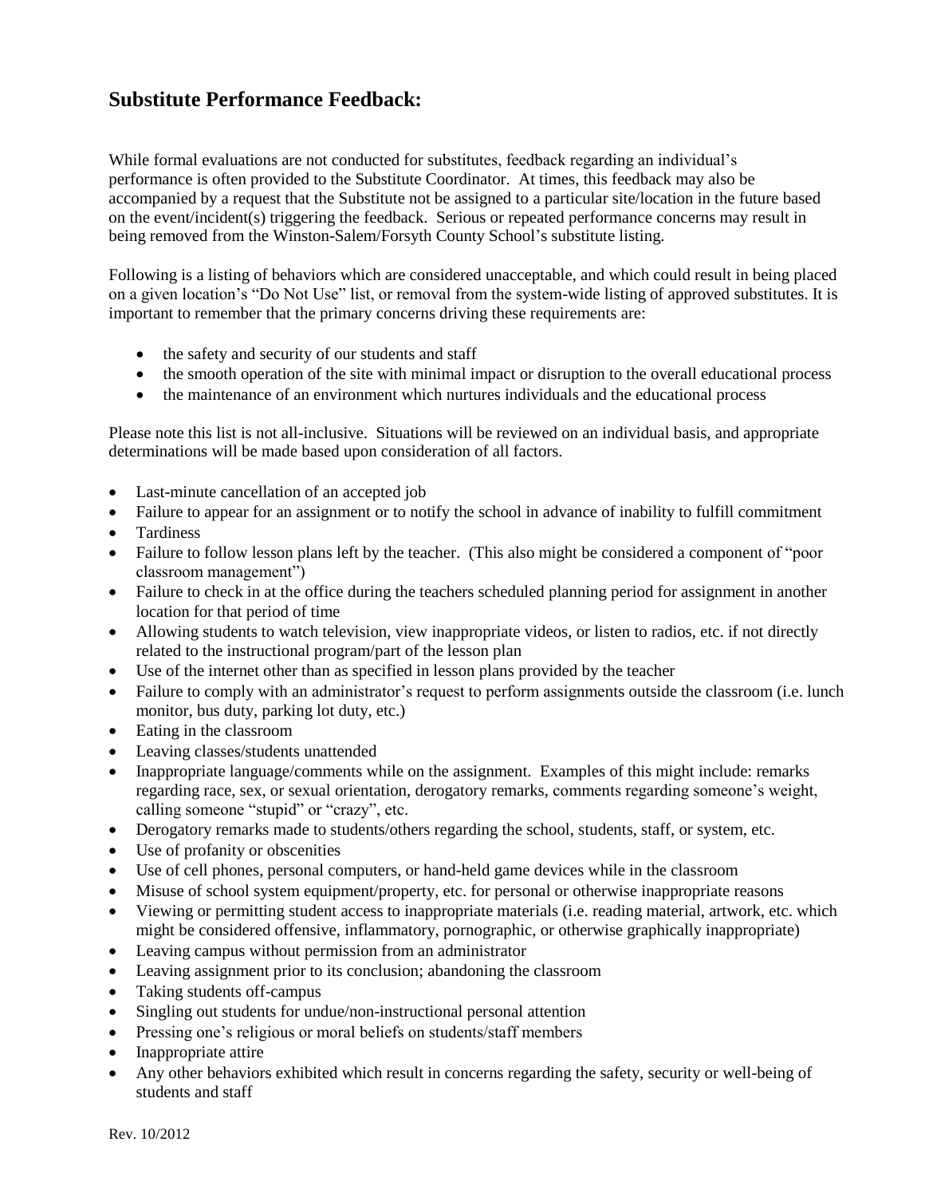## Substitute Performance Feedback:

While formal evaluations are not conducted for substitutes, feedback regarding an individual's performance is often provided to the Substitute Coordinator. At times, this feedback may also be accompanied by a request that the Substitute not be assigned to a particular site/location in the future based on the event/incident(s) triggering the feedback. Serious or repeated performance concerns may result in being removed from the Winston-Salem/Forsyth County School's substitute listing.

Following is a listing of behaviors which are considered unacceptable, and which could result in being placed on a given location's "Do Not Use" list, or removal from the system-wide listing of approved substitutes. It is important to remember that the primary concerns driving these requirements are:

- the safety and security of our students and staff
- the smooth operation of the site with minimal impact or disruption to the overall educational process
- the maintenance of an environment which nurtures individuals and the educational process

Please note this list is not all-inclusive. Situations will be reviewed on an individual basis, and appropriate determinations will be made based upon consideration of all factors.

- Last-minute cancellation of an accepted job
- Failure to appear for an assignment or to notify the school in advance of inability to fulfill commitment
- Tardiness
- Failure to follow lesson plans left by the teacher. (This also might be considered a component of "poor classroom management")
- Failure to check in at the office during the teachers scheduled planning period for assignment in another location for that period of time
- Allowing students to watch television, view inappropriate videos, or listen to radios, etc. if not directly related to the instructional program/part of the lesson plan
- Use of the internet other than as specified in lesson plans provided by the teacher
- Failure to comply with an administrator's request to perform assignments outside the classroom (i.e. lunch monitor, bus duty, parking lot duty, etc.)
- Eating in the classroom
- Leaving classes/students unattended
- Inappropriate language/comments while on the assignment. Examples of this might include: remarks regarding race, sex, or sexual orientation, derogatory remarks, comments regarding someone's weight, calling someone "stupid" or "crazy", etc.
- Derogatory remarks made to students/others regarding the school, students, staff, or system, etc.
- Use of profanity or obscenities
- Use of cell phones, personal computers, or hand-held game devices while in the classroom
- Misuse of school system equipment/property, etc. for personal or otherwise inappropriate reasons
- Viewing or permitting student access to inappropriate materials (i.e. reading material, artwork, etc. which might be considered offensive, inflammatory, pornographic, or otherwise graphically inappropriate)
- Leaving campus without permission from an administrator
- Leaving assignment prior to its conclusion; abandoning the classroom
- Taking students off-campus
- Singling out students for undue/non-instructional personal attention
- Pressing one's religious or moral beliefs on students/staff members
- Inappropriate attire
- Any other behaviors exhibited which result in concerns regarding the safety, security or well-being of students and staff

Rev. 10/2012